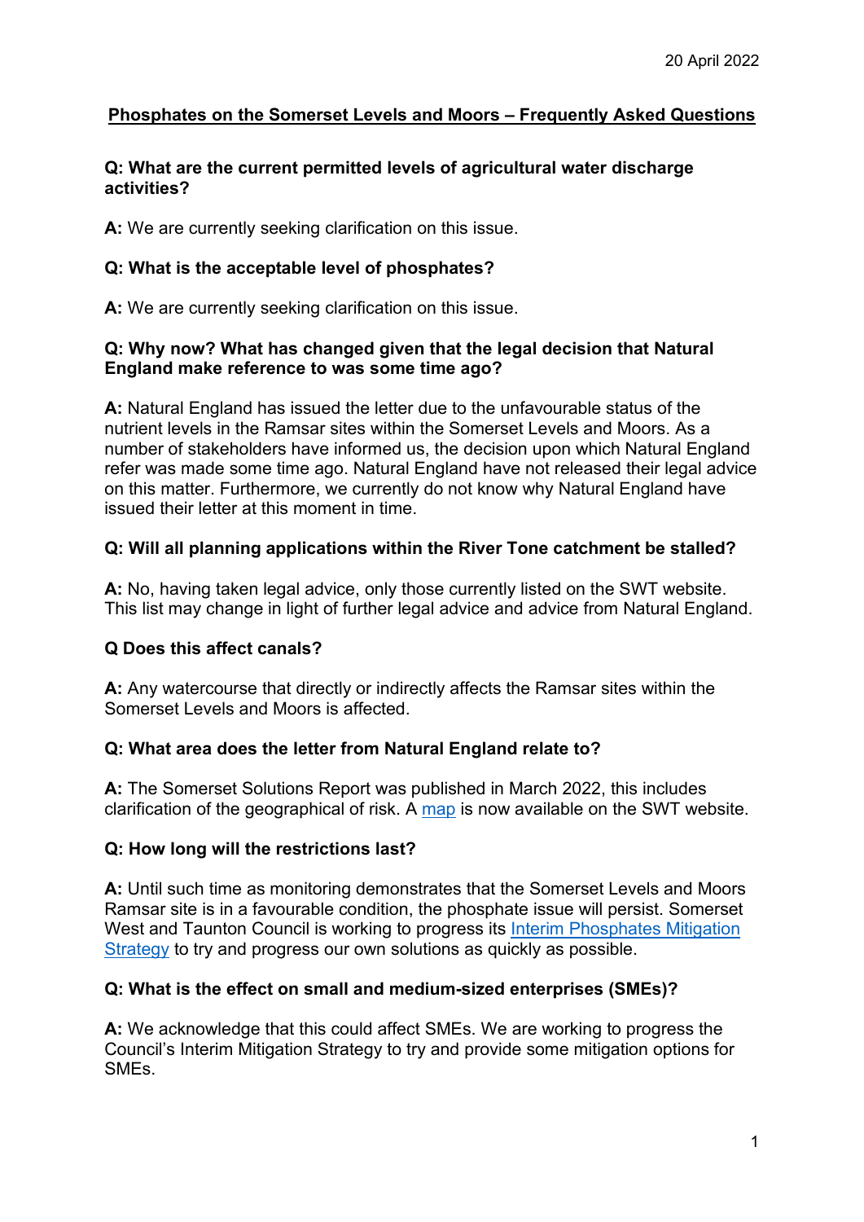20 April 2022

# Phosphates on the Somerset Levels and Moors – Frequently Asked Questions

**Q: What are the current permitted levels of agricultural water discharge activities?**

**A:** We are currently seeking clarification on this issue.

**Q: What is the acceptable level of phosphates?**

**A:** We are currently seeking clarification on this issue.

**Q: Why now? What has changed given that the legal decision that Natural England make reference to was some time ago?**

**A:** Natural England has issued the letter due to the unfavourable status of the nutrient levels in the Ramsar sites within the Somerset Levels and Moors. As a number of stakeholders have informed us, the decision upon which Natural England refer was made some time ago. Natural England have not released their legal advice on this matter. Furthermore, we currently do not know why Natural England have issued their letter at this moment in time.

**Q: Will all planning applications within the River Tone catchment be stalled?**

**A:** No, having taken legal advice, only those currently listed on the SWT website. This list may change in light of further legal advice and advice from Natural England.

**Q Does this affect canals?**

**A:** Any watercourse that directly or indirectly affects the Ramsar sites within the Somerset Levels and Moors is affected.

**Q: What area does the letter from Natural England relate to?**

**A:** The Somerset Solutions Report was published in March 2022, this includes clarification of the geographical of risk. A map is now available on the SWT website.

**Q: How long will the restrictions last?**

**A:** Until such time as monitoring demonstrates that the Somerset Levels and Moors Ramsar site is in a favourable condition, the phosphate issue will persist. Somerset West and Taunton Council is working to progress its Interim Phosphates Mitigation Strategy to try and progress our own solutions as quickly as possible.

**Q: What is the effect on small and medium-sized enterprises (SMEs)?**

**A:** We acknowledge that this could affect SMEs. We are working to progress the Council's Interim Mitigation Strategy to try and provide some mitigation options for SMEs.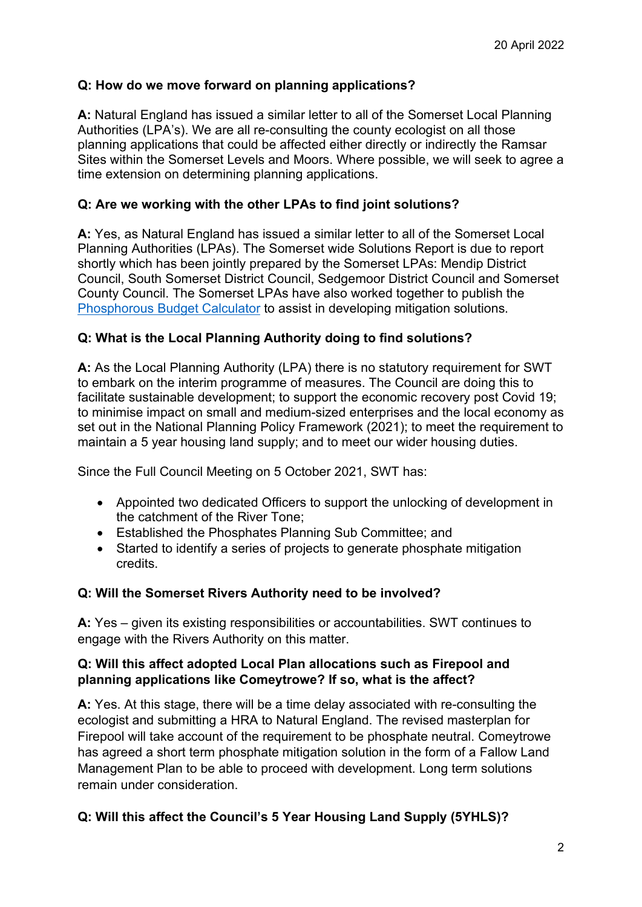20 April 2022

**Q: How do we move forward on planning applications?**

**A:** Natural England has issued a similar letter to all of the Somerset Local Planning Authorities (LPA's). We are all re-consulting the county ecologist on all those planning applications that could be affected either directly or indirectly the Ramsar Sites within the Somerset Levels and Moors. Where possible, we will seek to agree a time extension on determining planning applications.

**Q: Are we working with the other LPAs to find joint solutions?**

**A:** Yes, as Natural England has issued a similar letter to all of the Somerset Local Planning Authorities (LPAs). The Somerset wide Solutions Report is due to report shortly which has been jointly prepared by the Somerset LPAs: Mendip District Council, South Somerset District Council, Sedgemoor District Council and Somerset County Council. The Somerset LPAs have also worked together to publish the [Phosphorous Budget Calculator] to assist in developing mitigation solutions.

**Q: What is the Local Planning Authority doing to find solutions?**

**A:** As the Local Planning Authority (LPA) there is no statutory requirement for SWT to embark on the interim programme of measures. The Council are doing this to facilitate sustainable development; to support the economic recovery post Covid 19; to minimise impact on small and medium-sized enterprises and the local economy as set out in the National Planning Policy Framework (2021); to meet the requirement to maintain a 5 year housing land supply; and to meet our wider housing duties.

Since the Full Council Meeting on 5 October 2021, SWT has:

- Appointed two dedicated Officers to support the unlocking of development in the catchment of the River Tone;
- Established the Phosphates Planning Sub Committee; and
- Started to identify a series of projects to generate phosphate mitigation credits.

**Q: Will the Somerset Rivers Authority need to be involved?**

**A:** Yes – given its existing responsibilities or accountabilities. SWT continues to engage with the Rivers Authority on this matter.

**Q: Will this affect adopted Local Plan allocations such as Firepool and planning applications like Comeytrowe? If so, what is the affect?**

**A:** Yes. At this stage, there will be a time delay associated with re-consulting the ecologist and submitting a HRA to Natural England. The revised masterplan for Firepool will take account of the requirement to be phosphate neutral. Comeytrowe has agreed a short term phosphate mitigation solution in the form of a Fallow Land Management Plan to be able to proceed with development. Long term solutions remain under consideration.

**Q: Will this affect the Council's 5 Year Housing Land Supply (5YHLS)?**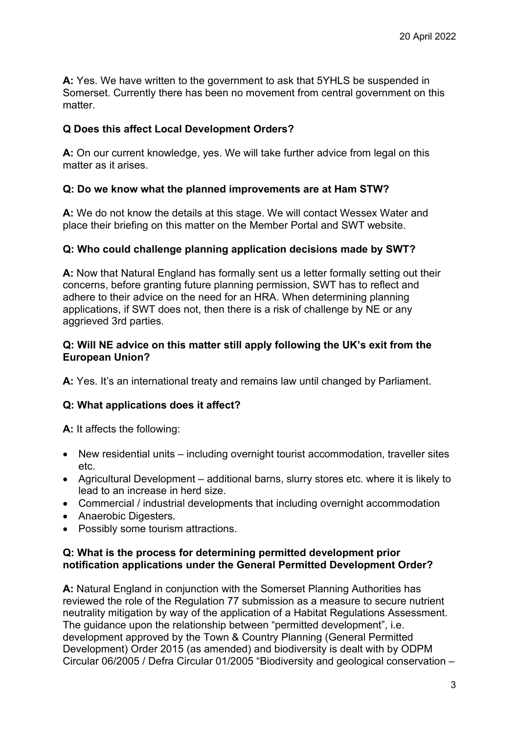**A:** Yes. We have written to the government to ask that 5YHLS be suspended in Somerset. Currently there has been no movement from central government on this matter.

**Q Does this affect Local Development Orders?**

**A:** On our current knowledge, yes. We will take further advice from legal on this matter as it arises.

**Q: Do we know what the planned improvements are at Ham STW?**

**A:** We do not know the details at this stage. We will contact Wessex Water and place their briefing on this matter on the Member Portal and SWT website.

**Q: Who could challenge planning application decisions made by SWT?**

**A:** Now that Natural England has formally sent us a letter formally setting out their concerns, before granting future planning permission, SWT has to reflect and adhere to their advice on the need for an HRA. When determining planning applications, if SWT does not, then there is a risk of challenge by NE or any aggrieved 3rd parties.

**Q: Will NE advice on this matter still apply following the UK's exit from the European Union?**

**A:** Yes. It's an international treaty and remains law until changed by Parliament.

**Q: What applications does it affect?**

**A:** It affects the following:

- New residential units – including overnight tourist accommodation, traveller sites etc.
- Agricultural Development – additional barns, slurry stores etc. where it is likely to lead to an increase in herd size.
- Commercial / industrial developments that including overnight accommodation
- Anaerobic Digesters.
- Possibly some tourism attractions.

**Q: What is the process for determining permitted development prior notification applications under the General Permitted Development Order?**

**A:** Natural England in conjunction with the Somerset Planning Authorities has reviewed the role of the Regulation 77 submission as a measure to secure nutrient neutrality mitigation by way of the application of a Habitat Regulations Assessment. The guidance upon the relationship between "permitted development", i.e. development approved by the Town & Country Planning (General Permitted Development) Order 2015 (as amended) and biodiversity is dealt with by ODPM Circular 06/2005 / Defra Circular 01/2005 "Biodiversity and geological conservation –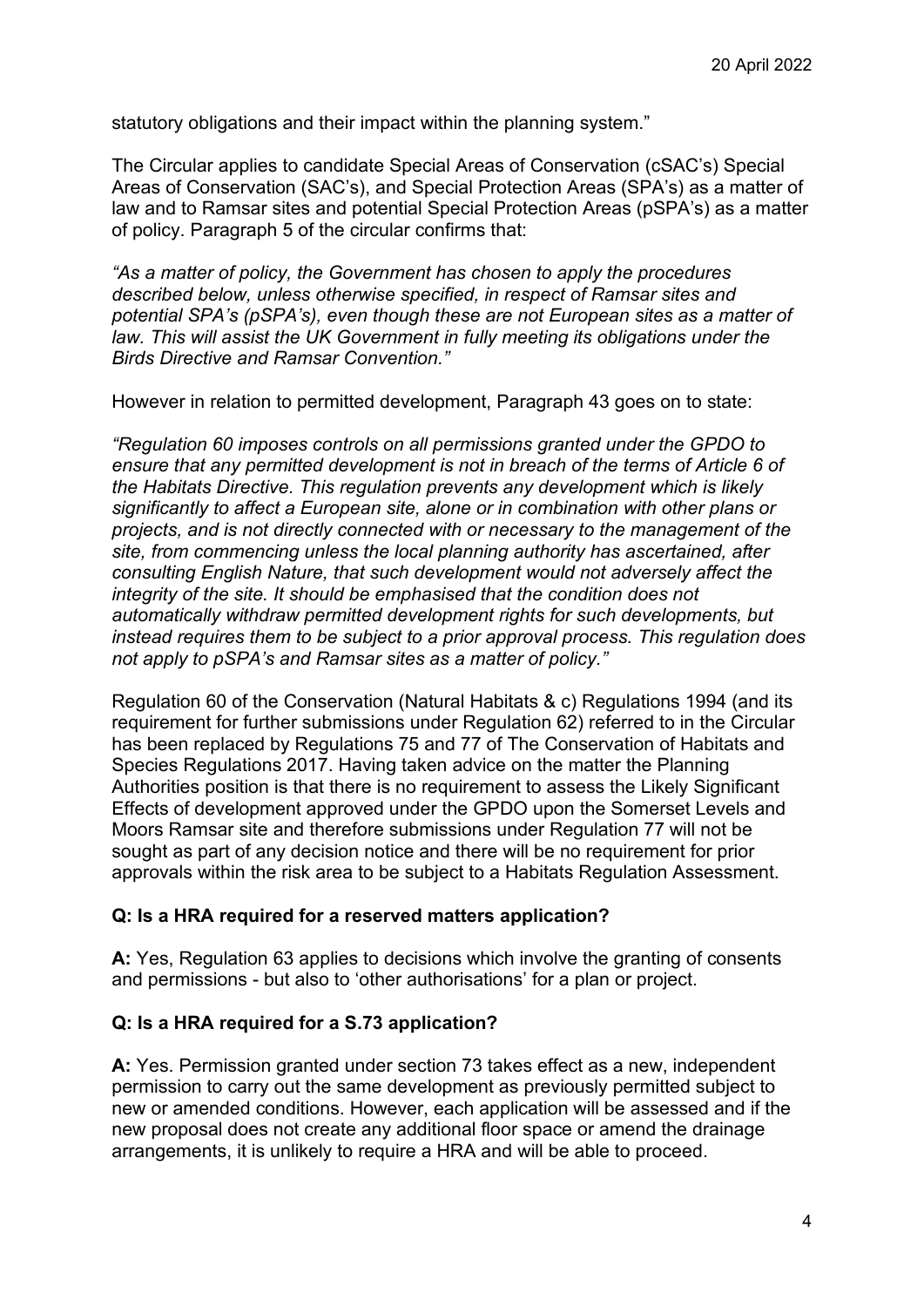statutory obligations and their impact within the planning system."

The Circular applies to candidate Special Areas of Conservation (cSAC's) Special Areas of Conservation (SAC's), and Special Protection Areas (SPA's) as a matter of law and to Ramsar sites and potential Special Protection Areas (pSPA's) as a matter of policy. Paragraph 5 of the circular confirms that:

*"As a matter of policy, the Government has chosen to apply the procedures described below, unless otherwise specified, in respect of Ramsar sites and potential SPA's (pSPA's), even though these are not European sites as a matter of law. This will assist the UK Government in fully meeting its obligations under the Birds Directive and Ramsar Convention."*

However in relation to permitted development, Paragraph 43 goes on to state:

*"Regulation 60 imposes controls on all permissions granted under the GPDO to ensure that any permitted development is not in breach of the terms of Article 6 of the Habitats Directive. This regulation prevents any development which is likely significantly to affect a European site, alone or in combination with other plans or projects, and is not directly connected with or necessary to the management of the site, from commencing unless the local planning authority has ascertained, after consulting English Nature, that such development would not adversely affect the integrity of the site. It should be emphasised that the condition does not automatically withdraw permitted development rights for such developments, but instead requires them to be subject to a prior approval process. This regulation does not apply to pSPA's and Ramsar sites as a matter of policy."*

Regulation 60 of the Conservation (Natural Habitats & c) Regulations 1994 (and its requirement for further submissions under Regulation 62) referred to in the Circular has been replaced by Regulations 75 and 77 of The Conservation of Habitats and Species Regulations 2017. Having taken advice on the matter the Planning Authorities position is that there is no requirement to assess the Likely Significant Effects of development approved under the GPDO upon the Somerset Levels and Moors Ramsar site and therefore submissions under Regulation 77 will not be sought as part of any decision notice and there will be no requirement for prior approvals within the risk area to be subject to a Habitats Regulation Assessment.

**Q: Is a HRA required for a reserved matters application?**

**A:** Yes, Regulation 63 applies to decisions which involve the granting of consents and permissions - but also to 'other authorisations' for a plan or project.

**Q: Is a HRA required for a S.73 application?**

**A:** Yes. Permission granted under section 73 takes effect as a new, independent permission to carry out the same development as previously permitted subject to new or amended conditions. However, each application will be assessed and if the new proposal does not create any additional floor space or amend the drainage arrangements, it is unlikely to require a HRA and will be able to proceed.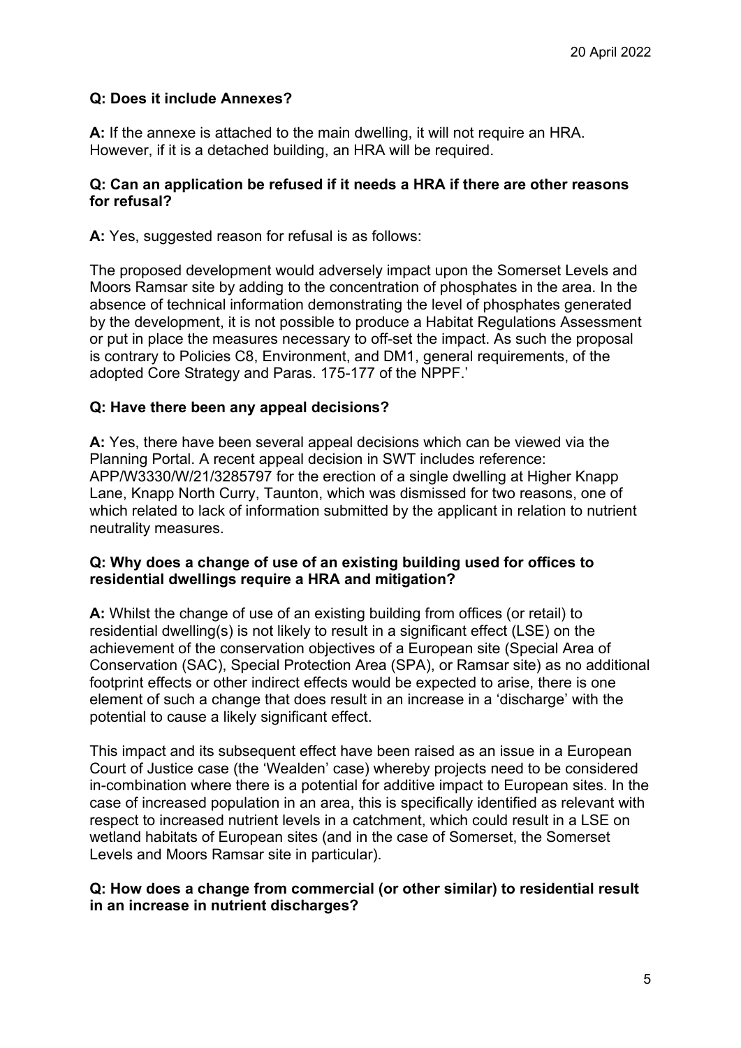20 April 2022

**Q: Does it include Annexes?**

**A:** If the annexe is attached to the main dwelling, it will not require an HRA. However, if it is a detached building, an HRA will be required.

**Q: Can an application be refused if it needs a HRA if there are other reasons for refusal?**

**A:** Yes, suggested reason for refusal is as follows:

The proposed development would adversely impact upon the Somerset Levels and Moors Ramsar site by adding to the concentration of phosphates in the area. In the absence of technical information demonstrating the level of phosphates generated by the development, it is not possible to produce a Habitat Regulations Assessment or put in place the measures necessary to off-set the impact. As such the proposal is contrary to Policies C8, Environment, and DM1, general requirements, of the adopted Core Strategy and Paras. 175-177 of the NPPF.'

**Q: Have there been any appeal decisions?**

**A:** Yes, there have been several appeal decisions which can be viewed via the Planning Portal. A recent appeal decision in SWT includes reference: APP/W3330/W/21/3285797 for the erection of a single dwelling at Higher Knapp Lane, Knapp North Curry, Taunton, which was dismissed for two reasons, one of which related to lack of information submitted by the applicant in relation to nutrient neutrality measures.

**Q: Why does a change of use of an existing building used for offices to residential dwellings require a HRA and mitigation?**

**A:** Whilst the change of use of an existing building from offices (or retail) to residential dwelling(s) is not likely to result in a significant effect (LSE) on the achievement of the conservation objectives of a European site (Special Area of Conservation (SAC), Special Protection Area (SPA), or Ramsar site) as no additional footprint effects or other indirect effects would be expected to arise, there is one element of such a change that does result in an increase in a 'discharge' with the potential to cause a likely significant effect.

This impact and its subsequent effect have been raised as an issue in a European Court of Justice case (the 'Wealden' case) whereby projects need to be considered in-combination where there is a potential for additive impact to European sites. In the case of increased population in an area, this is specifically identified as relevant with respect to increased nutrient levels in a catchment, which could result in a LSE on wetland habitats of European sites (and in the case of Somerset, the Somerset Levels and Moors Ramsar site in particular).

**Q: How does a change from commercial (or other similar) to residential result in an increase in nutrient discharges?**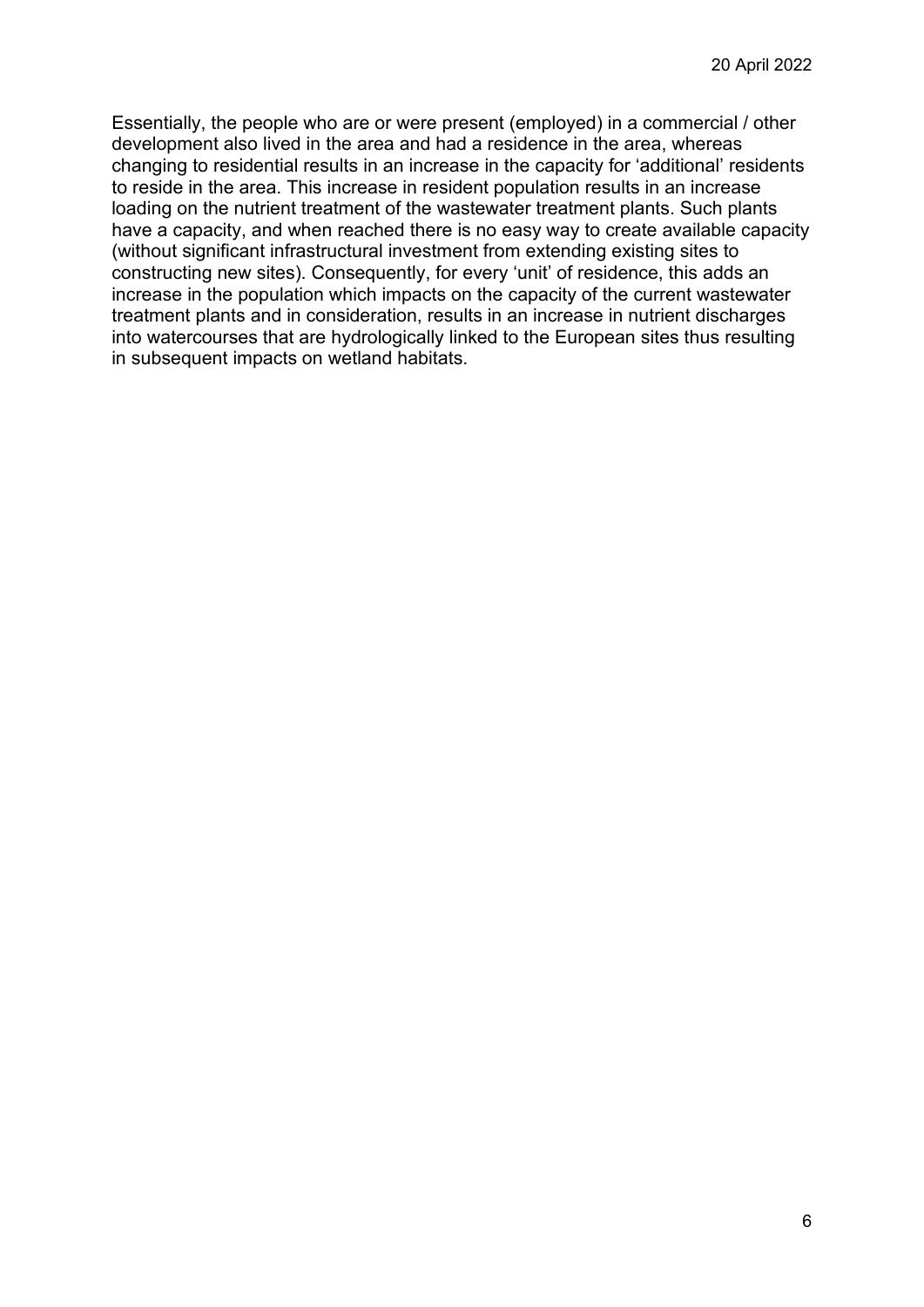Essentially, the people who are or were present (employed) in a commercial / other development also lived in the area and had a residence in the area, whereas changing to residential results in an increase in the capacity for 'additional' residents to reside in the area. This increase in resident population results in an increase loading on the nutrient treatment of the wastewater treatment plants. Such plants have a capacity, and when reached there is no easy way to create available capacity (without significant infrastructural investment from extending existing sites to constructing new sites). Consequently, for every 'unit' of residence, this adds an increase in the population which impacts on the capacity of the current wastewater treatment plants and in consideration, results in an increase in nutrient discharges into watercourses that are hydrologically linked to the European sites thus resulting in subsequent impacts on wetland habitats.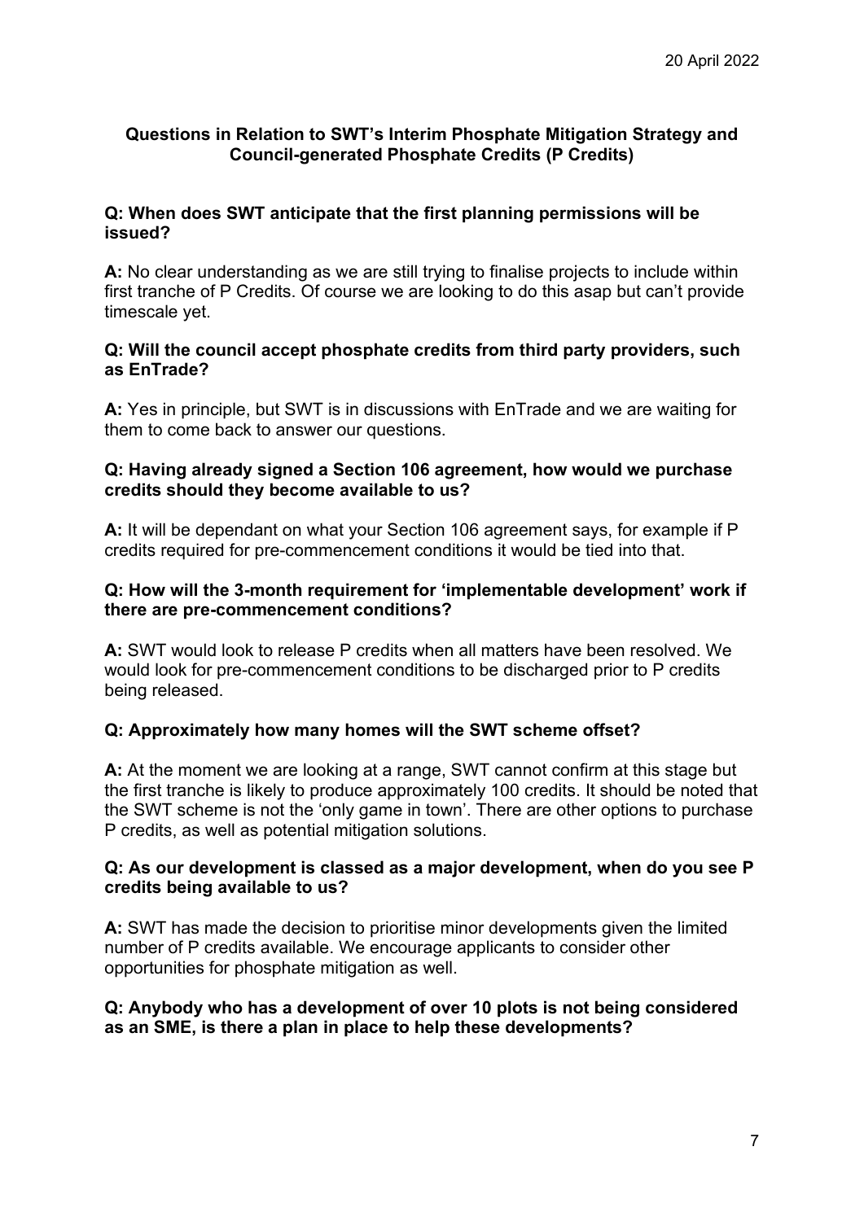20 April 2022

**Questions in Relation to SWT's Interim Phosphate Mitigation Strategy and Council-generated Phosphate Credits (P Credits)**

**Q: When does SWT anticipate that the first planning permissions will be issued?**

**A:** No clear understanding as we are still trying to finalise projects to include within first tranche of P Credits. Of course we are looking to do this asap but can't provide timescale yet.

**Q: Will the council accept phosphate credits from third party providers, such as EnTrade?**

**A:** Yes in principle, but SWT is in discussions with EnTrade and we are waiting for them to come back to answer our questions.

**Q: Having already signed a Section 106 agreement, how would we purchase credits should they become available to us?**

**A:** It will be dependant on what your Section 106 agreement says, for example if P credits required for pre-commencement conditions it would be tied into that.

**Q: How will the 3-month requirement for 'implementable development' work if there are pre-commencement conditions?**

**A:** SWT would look to release P credits when all matters have been resolved. We would look for pre-commencement conditions to be discharged prior to P credits being released.

**Q: Approximately how many homes will the SWT scheme offset?**

**A:** At the moment we are looking at a range, SWT cannot confirm at this stage but the first tranche is likely to produce approximately 100 credits. It should be noted that the SWT scheme is not the 'only game in town'. There are other options to purchase P credits, as well as potential mitigation solutions.

**Q: As our development is classed as a major development, when do you see P credits being available to us?**

**A:** SWT has made the decision to prioritise minor developments given the limited number of P credits available. We encourage applicants to consider other opportunities for phosphate mitigation as well.

**Q: Anybody who has a development of over 10 plots is not being considered as an SME, is there a plan in place to help these developments?**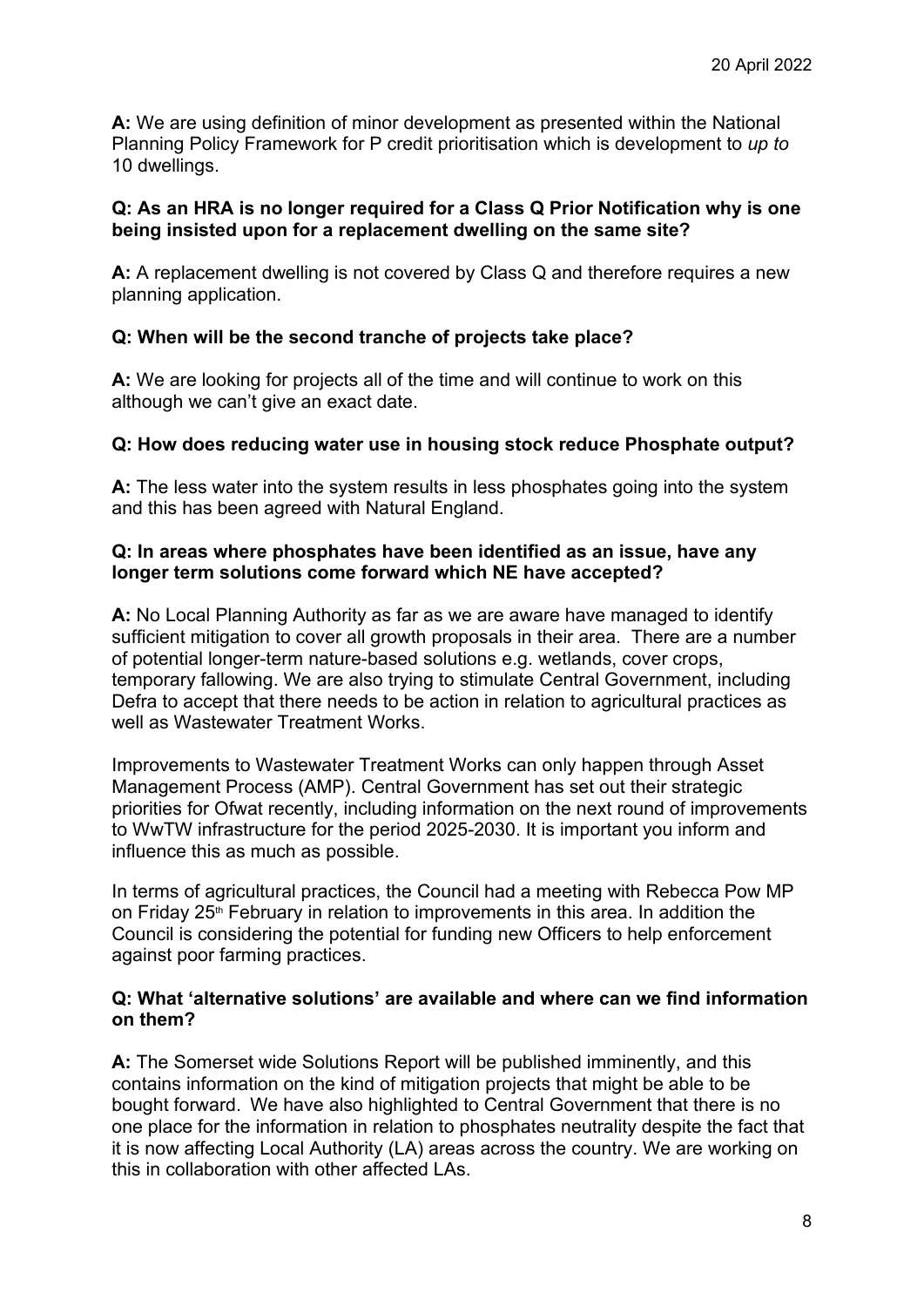**A:** We are using definition of minor development as presented within the National Planning Policy Framework for P credit prioritisation which is development to *up to* 10 dwellings.

**Q: As an HRA is no longer required for a Class Q Prior Notification why is one being insisted upon for a replacement dwelling on the same site?**

**A:** A replacement dwelling is not covered by Class Q and therefore requires a new planning application.

**Q: When will be the second tranche of projects take place?**

**A:** We are looking for projects all of the time and will continue to work on this although we can't give an exact date.

**Q: How does reducing water use in housing stock reduce Phosphate output?**

**A:** The less water into the system results in less phosphates going into the system and this has been agreed with Natural England.

**Q: In areas where phosphates have been identified as an issue, have any longer term solutions come forward which NE have accepted?**

**A:** No Local Planning Authority as far as we are aware have managed to identify sufficient mitigation to cover all growth proposals in their area. There are a number of potential longer-term nature-based solutions e.g. wetlands, cover crops, temporary fallowing. We are also trying to stimulate Central Government, including Defra to accept that there needs to be action in relation to agricultural practices as well as Wastewater Treatment Works.

Improvements to Wastewater Treatment Works can only happen through Asset Management Process (AMP). Central Government has set out their strategic priorities for Ofwat recently, including information on the next round of improvements to WwTW infrastructure for the period 2025-2030. It is important you inform and influence this as much as possible.

In terms of agricultural practices, the Council had a meeting with Rebecca Pow MP on Friday 25th February in relation to improvements in this area. In addition the Council is considering the potential for funding new Officers to help enforcement against poor farming practices.

**Q: What 'alternative solutions' are available and where can we find information on them?**

**A:** The Somerset wide Solutions Report will be published imminently, and this contains information on the kind of mitigation projects that might be able to be bought forward. We have also highlighted to Central Government that there is no one place for the information in relation to phosphates neutrality despite the fact that it is now affecting Local Authority (LA) areas across the country. We are working on this in collaboration with other affected LAs.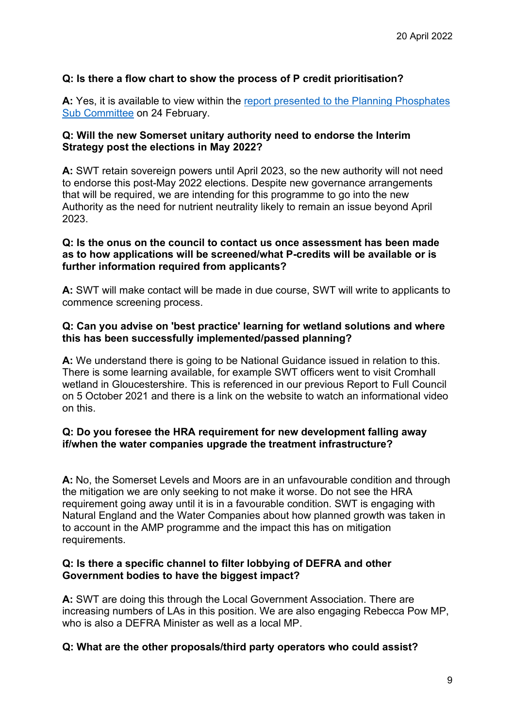20 April 2022

**Q: Is there a flow chart to show the process of P credit prioritisation?**

**A:** Yes, it is available to view within the [report presented to the Planning Phosphates Sub Committee]() on 24 February.

**Q: Will the new Somerset unitary authority need to endorse the Interim Strategy post the elections in May 2022?**

**A:** SWT retain sovereign powers until April 2023, so the new authority will not need to endorse this post-May 2022 elections. Despite new governance arrangements that will be required, we are intending for this programme to go into the new Authority as the need for nutrient neutrality likely to remain an issue beyond April 2023.

**Q: Is the onus on the council to contact us once assessment has been made as to how applications will be screened/what P-credits will be available or is further information required from applicants?**

**A:** SWT will make contact will be made in due course, SWT will write to applicants to commence screening process.

**Q: Can you advise on 'best practice' learning for wetland solutions and where this has been successfully implemented/passed planning?**

**A:** We understand there is going to be National Guidance issued in relation to this. There is some learning available, for example SWT officers went to visit Cromhall wetland in Gloucestershire. This is referenced in our previous Report to Full Council on 5 October 2021 and there is a link on the website to watch an informational video on this.

**Q: Do you foresee the HRA requirement for new development falling away if/when the water companies upgrade the treatment infrastructure?**

**A:** No, the Somerset Levels and Moors are in an unfavourable condition and through the mitigation we are only seeking to not make it worse. Do not see the HRA requirement going away until it is in a favourable condition. SWT is engaging with Natural England and the Water Companies about how planned growth was taken in to account in the AMP programme and the impact this has on mitigation requirements.

**Q: Is there a specific channel to filter lobbying of DEFRA and other Government bodies to have the biggest impact?**

**A:** SWT are doing this through the Local Government Association. There are increasing numbers of LAs in this position. We are also engaging Rebecca Pow MP, who is also a DEFRA Minister as well as a local MP.

**Q: What are the other proposals/third party operators who could assist?**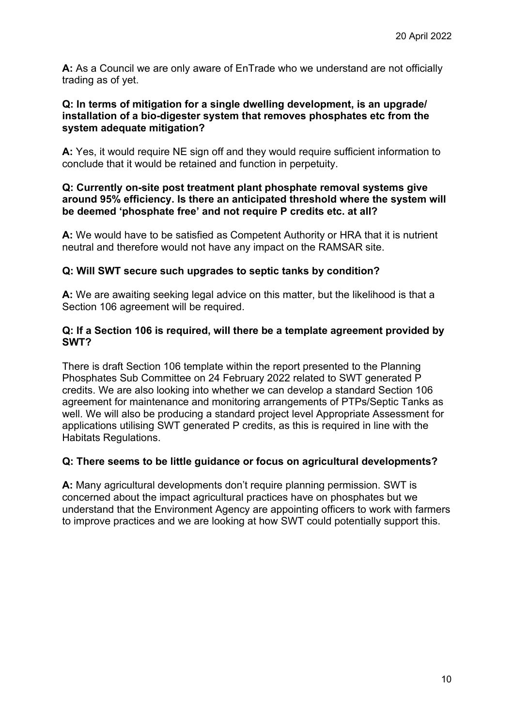**A:** As a Council we are only aware of EnTrade who we understand are not officially trading as of yet.

**Q: In terms of mitigation for a single dwelling development, is an upgrade/ installation of a bio-digester system that removes phosphates etc from the system adequate mitigation?**

**A:** Yes, it would require NE sign off and they would require sufficient information to conclude that it would be retained and function in perpetuity.

**Q: Currently on-site post treatment plant phosphate removal systems give around 95% efficiency. Is there an anticipated threshold where the system will be deemed 'phosphate free' and not require P credits etc. at all?**

**A:** We would have to be satisfied as Competent Authority or HRA that it is nutrient neutral and therefore would not have any impact on the RAMSAR site.

**Q: Will SWT secure such upgrades to septic tanks by condition?**

**A:** We are awaiting seeking legal advice on this matter, but the likelihood is that a Section 106 agreement will be required.

**Q: If a Section 106 is required, will there be a template agreement provided by SWT?**

There is draft Section 106 template within the report presented to the Planning Phosphates Sub Committee on 24 February 2022 related to SWT generated P credits. We are also looking into whether we can develop a standard Section 106 agreement for maintenance and monitoring arrangements of PTPs/Septic Tanks as well. We will also be producing a standard project level Appropriate Assessment for applications utilising SWT generated P credits, as this is required in line with the Habitats Regulations.

**Q: There seems to be little guidance or focus on agricultural developments?**

**A:** Many agricultural developments don't require planning permission. SWT is concerned about the impact agricultural practices have on phosphates but we understand that the Environment Agency are appointing officers to work with farmers to improve practices and we are looking at how SWT could potentially support this.